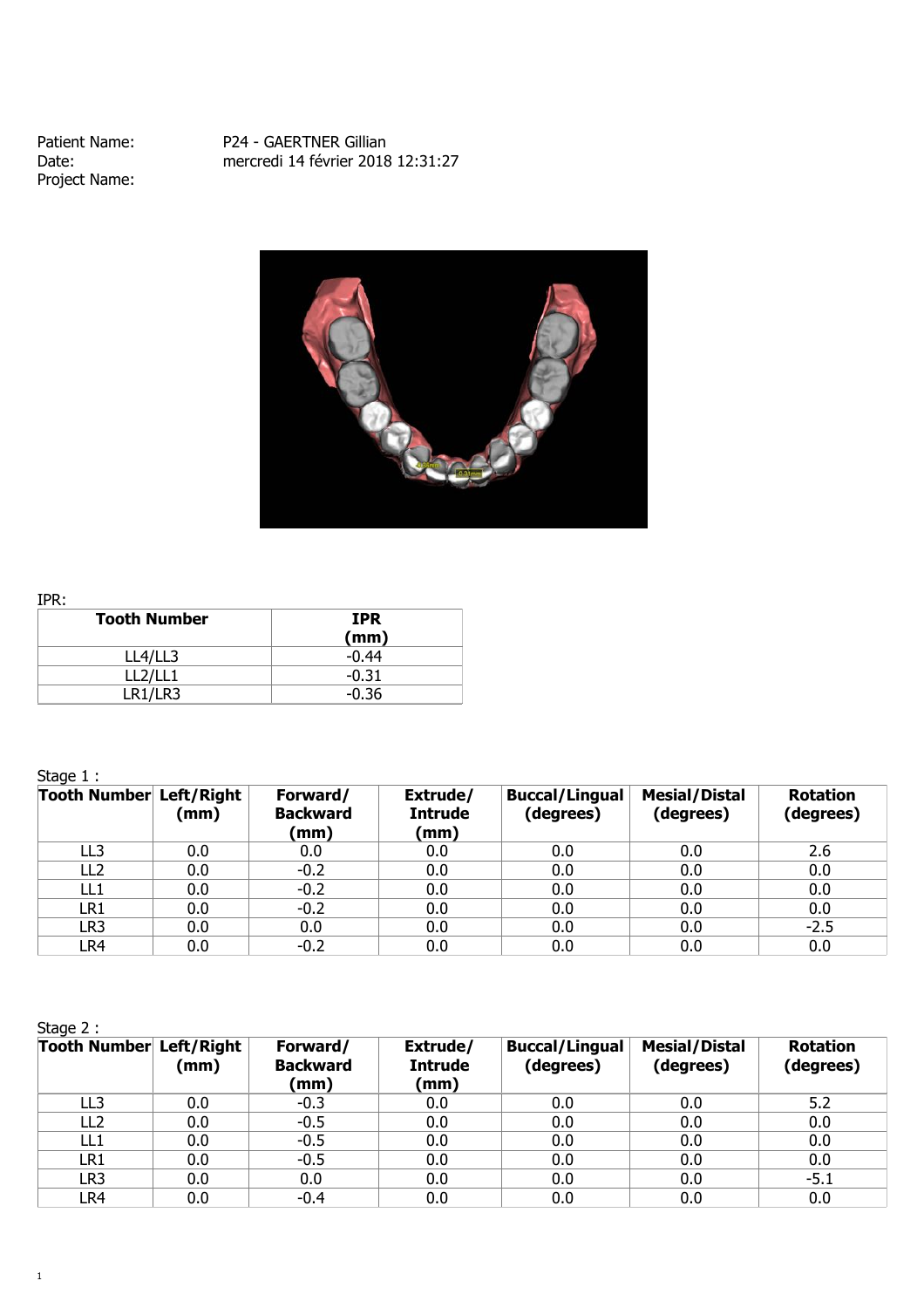Patient Name: P24 - GAERTNER Gillian
Date: mercredi 14 février 2018 12:31:27
Project Name:

IPR:

| Tooth Number | IPR (mm) |
|---|---|
| LL4/LL3 | -0.44 |
| LL2/LL1 | -0.31 |
| LR1/LR3 | -0.36 |

Stage 1 :

| Tooth Number | Left/Right (mm) | Forward/ Backward (mm) | Extrude/ Intrude (mm) | Buccal/Lingual (degrees) | Mesial/Distal (degrees) | Rotation (degrees) |
|---|---|---|---|---|---|---|
| LL3 | 0.0 | 0.0 | 0.0 | 0.0 | 0.0 | 2.6 |
| LL2 | 0.0 | -0.2 | 0.0 | 0.0 | 0.0 | 0.0 |
| LL1 | 0.0 | -0.2 | 0.0 | 0.0 | 0.0 | 0.0 |
| LR1 | 0.0 | -0.2 | 0.0 | 0.0 | 0.0 | 0.0 |
| LR3 | 0.0 | 0.0 | 0.0 | 0.0 | 0.0 | -2.5 |
| LR4 | 0.0 | -0.2 | 0.0 | 0.0 | 0.0 | 0.0 |

Stage 2 :

| Tooth Number | Left/Right (mm) | Forward/ Backward (mm) | Extrude/ Intrude (mm) | Buccal/Lingual (degrees) | Mesial/Distal (degrees) | Rotation (degrees) |
|---|---|---|---|---|---|---|
| LL3 | 0.0 | -0.3 | 0.0 | 0.0 | 0.0 | 5.2 |
| LL2 | 0.0 | -0.5 | 0.0 | 0.0 | 0.0 | 0.0 |
| LL1 | 0.0 | -0.5 | 0.0 | 0.0 | 0.0 | 0.0 |
| LR1 | 0.0 | -0.5 | 0.0 | 0.0 | 0.0 | 0.0 |
| LR3 | 0.0 | 0.0 | 0.0 | 0.0 | 0.0 | -5.1 |
| LR4 | 0.0 | -0.4 | 0.0 | 0.0 | 0.0 | 0.0 |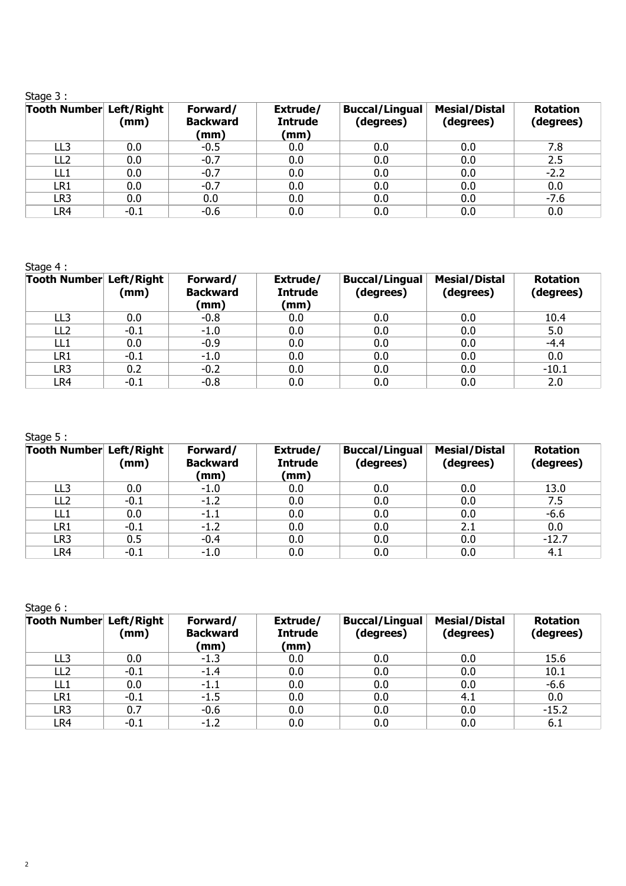Stage 3 :

| Tooth Number | Left/Right (mm) | Forward/ Backward (mm) | Extrude/ Intrude (mm) | Buccal/Lingual (degrees) | Mesial/Distal (degrees) | Rotation (degrees) |
|---|---|---|---|---|---|---|
| LL3 | 0.0 | -0.5 | 0.0 | 0.0 | 0.0 | 7.8 |
| LL2 | 0.0 | -0.7 | 0.0 | 0.0 | 0.0 | 2.5 |
| LL1 | 0.0 | -0.7 | 0.0 | 0.0 | 0.0 | -2.2 |
| LR1 | 0.0 | -0.7 | 0.0 | 0.0 | 0.0 | 0.0 |
| LR3 | 0.0 | 0.0 | 0.0 | 0.0 | 0.0 | -7.6 |
| LR4 | -0.1 | -0.6 | 0.0 | 0.0 | 0.0 | 0.0 |

Stage 4 :

| Tooth Number | Left/Right (mm) | Forward/ Backward (mm) | Extrude/ Intrude (mm) | Buccal/Lingual (degrees) | Mesial/Distal (degrees) | Rotation (degrees) |
|---|---|---|---|---|---|---|
| LL3 | 0.0 | -0.8 | 0.0 | 0.0 | 0.0 | 10.4 |
| LL2 | -0.1 | -1.0 | 0.0 | 0.0 | 0.0 | 5.0 |
| LL1 | 0.0 | -0.9 | 0.0 | 0.0 | 0.0 | -4.4 |
| LR1 | -0.1 | -1.0 | 0.0 | 0.0 | 0.0 | 0.0 |
| LR3 | 0.2 | -0.2 | 0.0 | 0.0 | 0.0 | -10.1 |
| LR4 | -0.1 | -0.8 | 0.0 | 0.0 | 0.0 | 2.0 |

Stage 5 :

| Tooth Number | Left/Right (mm) | Forward/ Backward (mm) | Extrude/ Intrude (mm) | Buccal/Lingual (degrees) | Mesial/Distal (degrees) | Rotation (degrees) |
|---|---|---|---|---|---|---|
| LL3 | 0.0 | -1.0 | 0.0 | 0.0 | 0.0 | 13.0 |
| LL2 | -0.1 | -1.2 | 0.0 | 0.0 | 0.0 | 7.5 |
| LL1 | 0.0 | -1.1 | 0.0 | 0.0 | 0.0 | -6.6 |
| LR1 | -0.1 | -1.2 | 0.0 | 0.0 | 2.1 | 0.0 |
| LR3 | 0.5 | -0.4 | 0.0 | 0.0 | 0.0 | -12.7 |
| LR4 | -0.1 | -1.0 | 0.0 | 0.0 | 0.0 | 4.1 |

Stage 6 :

| Tooth Number | Left/Right (mm) | Forward/ Backward (mm) | Extrude/ Intrude (mm) | Buccal/Lingual (degrees) | Mesial/Distal (degrees) | Rotation (degrees) |
|---|---|---|---|---|---|---|
| LL3 | 0.0 | -1.3 | 0.0 | 0.0 | 0.0 | 15.6 |
| LL2 | -0.1 | -1.4 | 0.0 | 0.0 | 0.0 | 10.1 |
| LL1 | 0.0 | -1.1 | 0.0 | 0.0 | 0.0 | -6.6 |
| LR1 | -0.1 | -1.5 | 0.0 | 0.0 | 4.1 | 0.0 |
| LR3 | 0.7 | -0.6 | 0.0 | 0.0 | 0.0 | -15.2 |
| LR4 | -0.1 | -1.2 | 0.0 | 0.0 | 0.0 | 6.1 |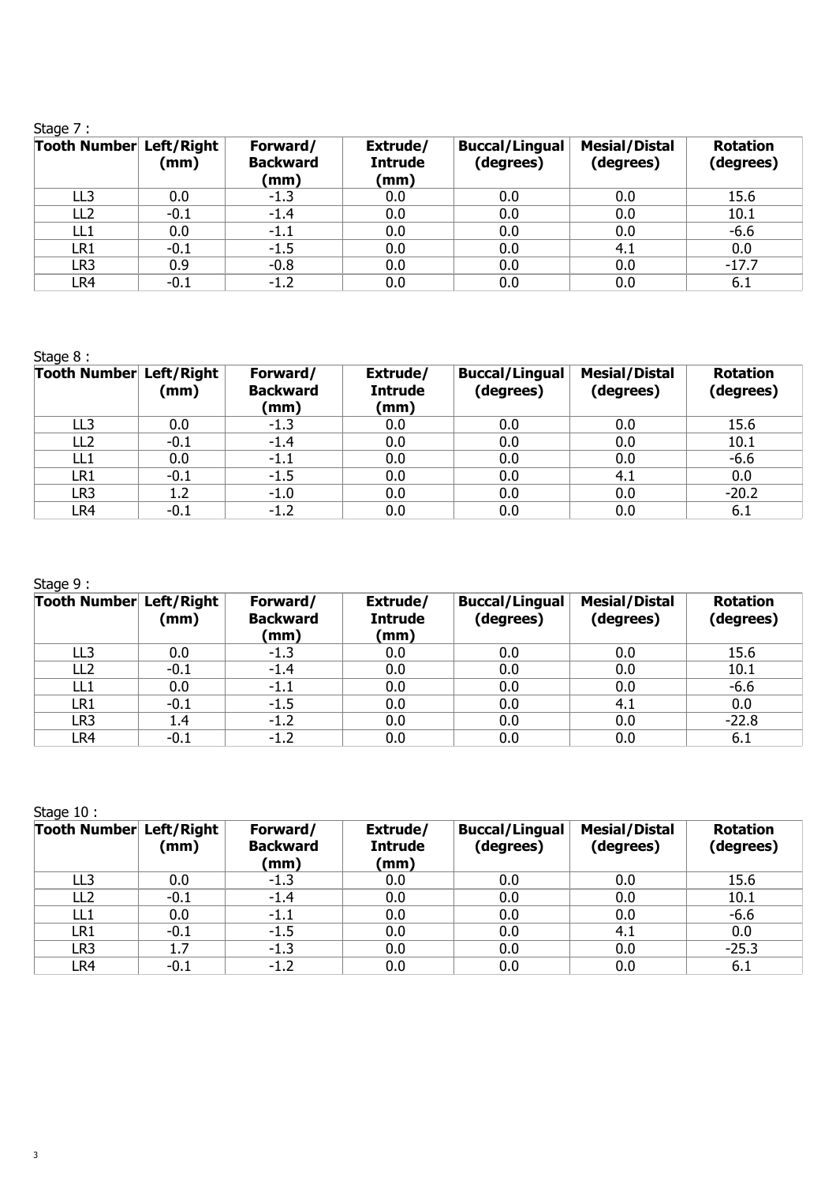Stage 7 :

| Tooth Number | Left/Right (mm) | Forward/ Backward (mm) | Extrude/ Intrude (mm) | Buccal/Lingual (degrees) | Mesial/Distal (degrees) | Rotation (degrees) |
|---|---|---|---|---|---|---|
| LL3 | 0.0 | -1.3 | 0.0 | 0.0 | 0.0 | 15.6 |
| LL2 | -0.1 | -1.4 | 0.0 | 0.0 | 0.0 | 10.1 |
| LL1 | 0.0 | -1.1 | 0.0 | 0.0 | 0.0 | -6.6 |
| LR1 | -0.1 | -1.5 | 0.0 | 0.0 | 4.1 | 0.0 |
| LR3 | 0.9 | -0.8 | 0.0 | 0.0 | 0.0 | -17.7 |
| LR4 | -0.1 | -1.2 | 0.0 | 0.0 | 0.0 | 6.1 |

Stage 8 :

| Tooth Number | Left/Right (mm) | Forward/ Backward (mm) | Extrude/ Intrude (mm) | Buccal/Lingual (degrees) | Mesial/Distal (degrees) | Rotation (degrees) |
|---|---|---|---|---|---|---|
| LL3 | 0.0 | -1.3 | 0.0 | 0.0 | 0.0 | 15.6 |
| LL2 | -0.1 | -1.4 | 0.0 | 0.0 | 0.0 | 10.1 |
| LL1 | 0.0 | -1.1 | 0.0 | 0.0 | 0.0 | -6.6 |
| LR1 | -0.1 | -1.5 | 0.0 | 0.0 | 4.1 | 0.0 |
| LR3 | 1.2 | -1.0 | 0.0 | 0.0 | 0.0 | -20.2 |
| LR4 | -0.1 | -1.2 | 0.0 | 0.0 | 0.0 | 6.1 |

Stage 9 :

| Tooth Number | Left/Right (mm) | Forward/ Backward (mm) | Extrude/ Intrude (mm) | Buccal/Lingual (degrees) | Mesial/Distal (degrees) | Rotation (degrees) |
|---|---|---|---|---|---|---|
| LL3 | 0.0 | -1.3 | 0.0 | 0.0 | 0.0 | 15.6 |
| LL2 | -0.1 | -1.4 | 0.0 | 0.0 | 0.0 | 10.1 |
| LL1 | 0.0 | -1.1 | 0.0 | 0.0 | 0.0 | -6.6 |
| LR1 | -0.1 | -1.5 | 0.0 | 0.0 | 4.1 | 0.0 |
| LR3 | 1.4 | -1.2 | 0.0 | 0.0 | 0.0 | -22.8 |
| LR4 | -0.1 | -1.2 | 0.0 | 0.0 | 0.0 | 6.1 |

Stage 10 :

| Tooth Number | Left/Right (mm) | Forward/ Backward (mm) | Extrude/ Intrude (mm) | Buccal/Lingual (degrees) | Mesial/Distal (degrees) | Rotation (degrees) |
|---|---|---|---|---|---|---|
| LL3 | 0.0 | -1.3 | 0.0 | 0.0 | 0.0 | 15.6 |
| LL2 | -0.1 | -1.4 | 0.0 | 0.0 | 0.0 | 10.1 |
| LL1 | 0.0 | -1.1 | 0.0 | 0.0 | 0.0 | -6.6 |
| LR1 | -0.1 | -1.5 | 0.0 | 0.0 | 4.1 | 0.0 |
| LR3 | 1.7 | -1.3 | 0.0 | 0.0 | 0.0 | -25.3 |
| LR4 | -0.1 | -1.2 | 0.0 | 0.0 | 0.0 | 6.1 |